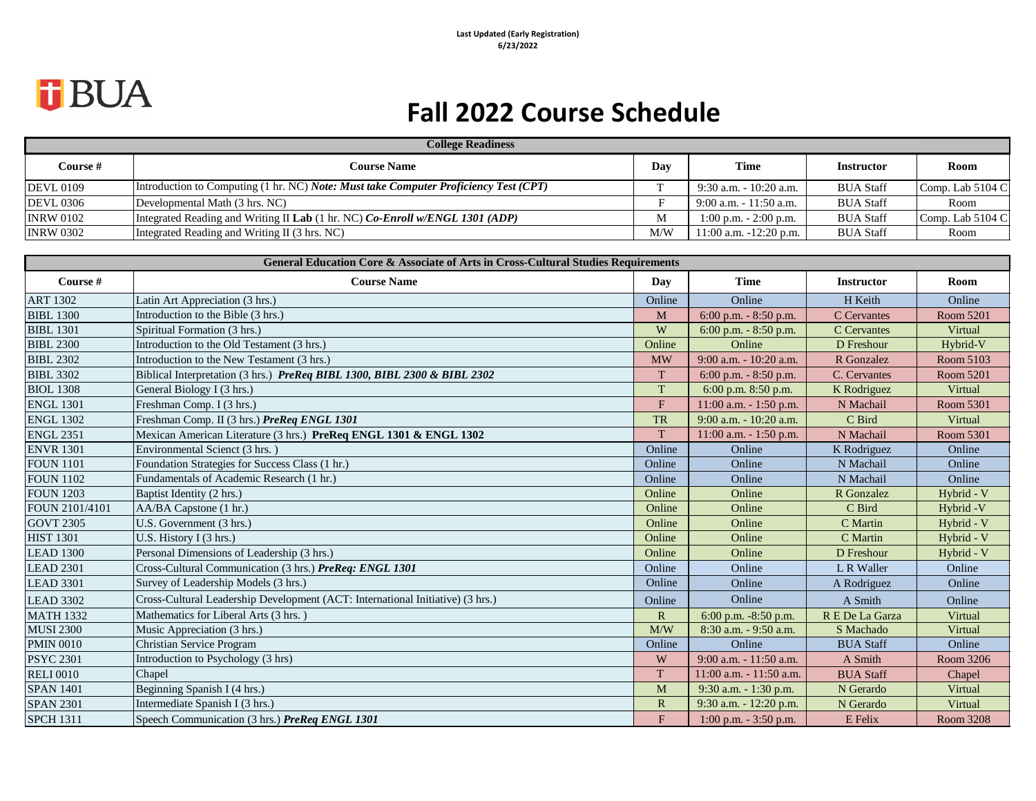Last Updated (Early Registration)
6/23/2022

BUA

# Fall 2022 Course Schedule

| College Readiness | | | | | |
|---|---|---|---|---|---|
| **Course #** | **Course Name** | **Day** | **Time** | **Instructor** | **Room** |
| DEVL 0109 | Introduction to Computing (1 hr. NC) ***Note: Must take Computer Proficiency Test (CPT)*** | T | 9:30 a.m. - 10:20 a.m. | BUA Staff | Comp. Lab 5104 C |
| DEVL 0306 | Developmental Math (3 hrs. NC) | F | 9:00 a.m. - 11:50 a.m. | BUA Staff | Room |
| INRW 0102 | Integrated Reading and Writing II **Lab** (1 hr. NC) ***Co-Enroll w/ENGL 1301 (ADP)*** | M | 1:00 p.m. - 2:00 p.m. | BUA Staff | Comp. Lab 5104 C |
| INRW 0302 | Integrated Reading and Writing II (3 hrs. NC) | M/W | 11:00 a.m. -12:20 p.m. | BUA Staff | Room |

| General Education Core & Associate of Arts in Cross-Cultural Studies Requirements | | | | | |
|---|---|---|---|---|---|
| **Course #** | **Course Name** | **Day** | **Time** | **Instructor** | **Room** |
| ART 1302 | Latin Art Appreciation (3 hrs.) | Online | Online | H Keith | Online |
| BIBL 1300 | Introduction to the Bible (3 hrs.) | M | 6:00 p.m. - 8:50 p.m. | C Cervantes | Room 5201 |
| BIBL 1301 | Spiritual Formation (3 hrs.) | W | 6:00 p.m. - 8:50 p.m. | C Cervantes | Virtual |
| BIBL 2300 | Introduction to the Old Testament (3 hrs.) | Online | Online | D Freshour | Hybrid-V |
| BIBL 2302 | Introduction to the New Testament (3 hrs.) | MW | 9:00 a.m. - 10:20 a.m. | R Gonzalez | Room 5103 |
| BIBL 3302 | Biblical Interpretation (3 hrs.) ***PreReq BIBL 1300, BIBL 2300 & BIBL 2302*** | T | 6:00 p.m. - 8:50 p.m. | C. Cervantes | Room 5201 |
| BIOL 1308 | General Biology I (3 hrs.) | T | 6:00 p.m. 8:50 p.m. | K Rodriguez | Virtual |
| ENGL 1301 | Freshman Comp. I (3 hrs.) | F | 11:00 a.m. - 1:50 p.m. | N Machail | Room 5301 |
| ENGL 1302 | Freshman Comp. II (3 hrs.) ***PreReq ENGL 1301*** | TR | 9:00 a.m. - 10:20 a.m. | C Bird | Virtual |
| ENGL 2351 | Mexican American Literature (3 hrs.) **PreReq ENGL 1301 & ENGL 1302** | T | 11:00 a.m. - 1:50 p.m. | N Machail | Room 5301 |
| ENVR 1301 | Environmental Scienct (3 hrs. ) | Online | Online | K Rodriguez | Online |
| FOUN 1101 | Foundation Strategies for Success Class (1 hr.) | Online | Online | N Machail | Online |
| FOUN 1102 | Fundamentals of Academic Research (1 hr.) | Online | Online | N Machail | Online |
| FOUN 1203 | Baptist Identity (2 hrs.) | Online | Online | R Gonzalez | Hybrid - V |
| FOUN 2101/4101 | AA/BA Capstone (1 hr.) | Online | Online | C Bird | Hybrid -V |
| GOVT 2305 | U.S. Government (3 hrs.) | Online | Online | C Martin | Hybrid - V |
| HIST 1301 | U.S. History I (3 hrs.) | Online | Online | C Martin | Hybrid - V |
| LEAD 1300 | Personal Dimensions of Leadership (3 hrs.) | Online | Online | D Freshour | Hybrid - V |
| LEAD 2301 | Cross-Cultural Communication (3 hrs.) ***PreReq: ENGL 1301*** | Online | Online | L R Waller | Online |
| LEAD 3301 | Survey of Leadership Models (3 hrs.) | Online | Online | A Rodriguez | Online |
| LEAD 3302 | Cross-Cultural Leadership Development (ACT: International Initiative) (3 hrs.) | Online | Online | A Smith | Online |
| MATH 1332 | Mathematics for Liberal Arts (3 hrs. ) | R | 6:00 p.m. -8:50 p.m. | R E De La Garza | Virtual |
| MUSI 2300 | Music Appreciation (3 hrs.) | M/W | 8:30 a.m. - 9:50 a.m. | S Machado | Virtual |
| PMIN 0010 | Christian Service Program | Online | Online | BUA Staff | Online |
| PSYC 2301 | Introduction to Psychology (3 hrs) | W | 9:00 a.m. - 11:50 a.m. | A Smith | Room 3206 |
| RELI 0010 | Chapel | T | 11:00 a.m. - 11:50 a.m. | BUA Staff | Chapel |
| SPAN 1401 | Beginning Spanish I (4 hrs.) | M | 9:30 a.m. - 1:30 p.m. | N Gerardo | Virtual |
| SPAN 2301 | Intermediate Spanish I (3 hrs.) | R | 9:30 a.m. - 12:20 p.m. | N Gerardo | Virtual |
| SPCH 1311 | Speech Communication (3 hrs.) ***PreReq ENGL 1301*** | F | 1:00 p.m. - 3:50 p.m. | E Felix | Room 3208 |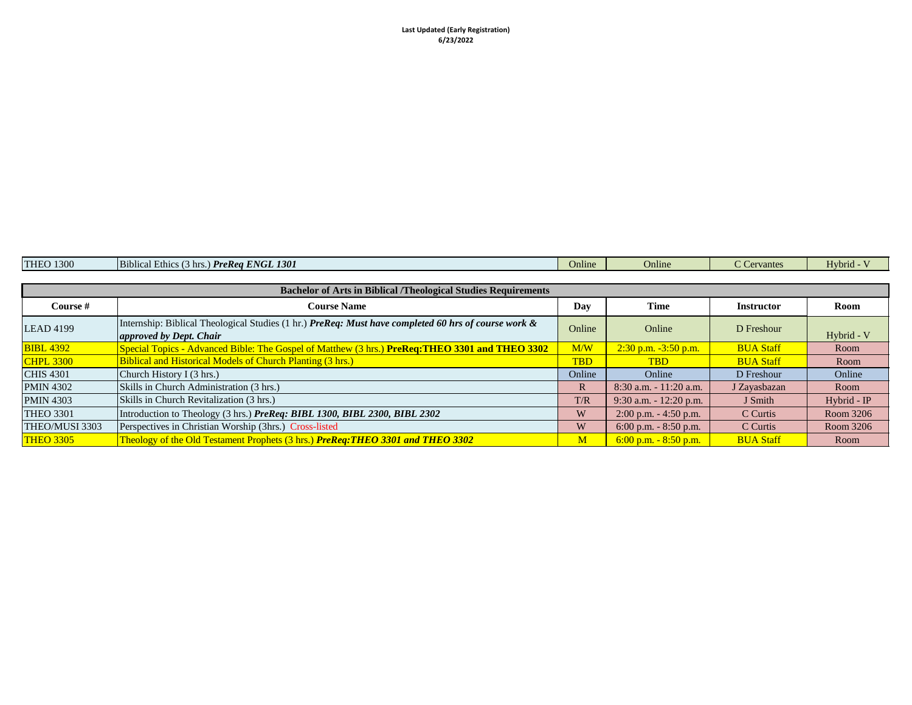**Last Updated (Early Registration)**
**6/23/2022**

| THEO 1300 | Biblical Ethics (3 hrs.) ***PreReq ENGL 1301*** | Online | Online | C Cervantes | Hybrid - V |
|---|---|---|---|---|---|

| **Bachelor of Arts in Biblical /Theological Studies Requirements** | | | | | |
|---|---|---|---|---|---|
| **Course #** | **Course Name** | **Day** | **Time** | **Instructor** | **Room** |
| LEAD 4199 | Internship: Biblical Theological Studies (1 hr.) ***PreReq: Must have completed 60 hrs of course work & approved by Dept. Chair*** | Online | Online | D Freshour | Hybrid - V |
| BIBL 4392 | Special Topics - Advanced Bible: The Gospel of Matthew (3 hrs.) **PreReq:THEO 3301 and THEO 3302** | M/W | 2:30 p.m. -3:50 p.m. | BUA Staff | Room |
| CHPL 3300 | Biblical and Historical Models of Church Planting (3 hrs.) | TBD | TBD | BUA Staff | Room |
| CHIS 4301 | Church History I (3 hrs.) | Online | Online | D Freshour | Online |
| PMIN 4302 | Skills in Church Administration (3 hrs.) | R | 8:30 a.m. - 11:20 a.m. | J Zayasbazan | Room |
| PMIN 4303 | Skills in Church Revitalization (3 hrs.) | T/R | 9:30 a.m. - 12:20 p.m. | J Smith | Hybrid - IP |
| THEO 3301 | Introduction to Theology (3 hrs.) ***PreReq: BIBL 1300, BIBL 2300, BIBL 2302*** | W | 2:00 p.m. - 4:50 p.m. | C Curtis | Room 3206 |
| THEO/MUSI 3303 | Perspectives in Christian Worship (3hrs.) Cross-listed | W | 6:00 p.m. - 8:50 p.m. | C Curtis | Room 3206 |
| THEO 3305 | Theology of the Old Testament Prophets (3 hrs.) ***PreReq:THEO 3301 and THEO 3302*** | M | 6:00 p.m. - 8:50 p.m. | BUA Staff | Room |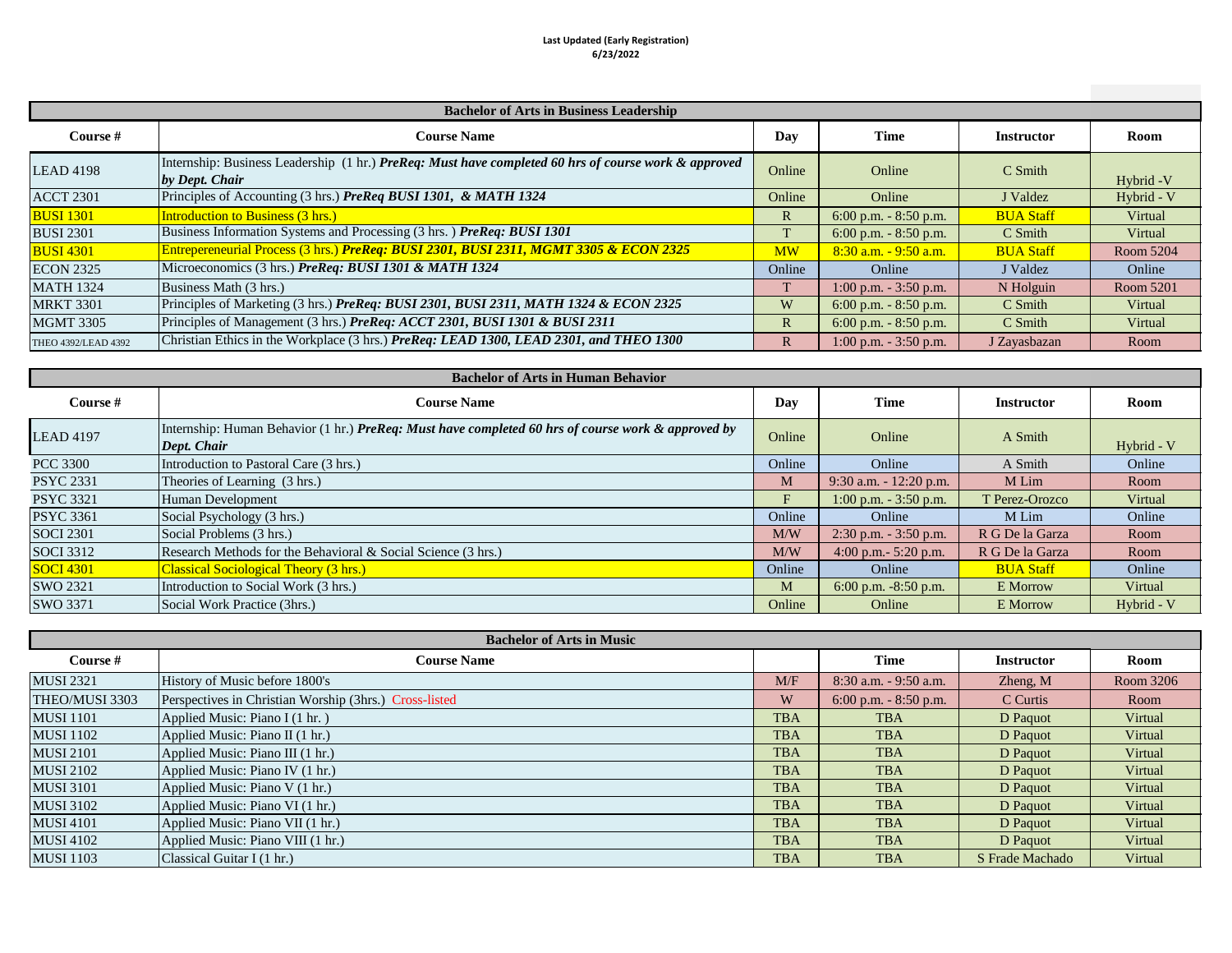**Last Updated (Early Registration)**
**6/23/2022**

| Bachelor of Arts in Business Leadership | | | | | |
|---|---|---|---|---|---|
| **Course #** | **Course Name** | **Day** | **Time** | **Instructor** | **Room** |
| LEAD 4198 | Internship: Business Leadership (1 hr.) ***PreReq: Must have completed 60 hrs of course work & approved by Dept. Chair*** | Online | Online | C Smith | Hybrid -V |
| ACCT 2301 | Principles of Accounting (3 hrs.) ***PreReq BUSI 1301, & MATH 1324*** | Online | Online | J Valdez | Hybrid - V |
| BUSI 1301 | Introduction to Business (3 hrs.) | R | 6:00 p.m. - 8:50 p.m. | BUA Staff | Virtual |
| BUSI 2301 | Business Information Systems and Processing (3 hrs. ) ***PreReq: BUSI 1301*** | T | 6:00 p.m. - 8:50 p.m. | C Smith | Virtual |
| BUSI 4301 | Entrepereneurial Process (3 hrs.) ***PreReq: BUSI 2301, BUSI 2311, MGMT 3305 & ECON 2325*** | MW | 8:30 a.m. - 9:50 a.m. | BUA Staff | Room 5204 |
| ECON 2325 | Microeconomics (3 hrs.) ***PreReq: BUSI 1301 & MATH 1324*** | Online | Online | J Valdez | Online |
| MATH 1324 | Business Math (3 hrs.) | T | 1:00 p.m. - 3:50 p.m. | N Holguin | Room 5201 |
| MRKT 3301 | Principles of Marketing (3 hrs.) ***PreReq: BUSI 2301, BUSI 2311, MATH 1324 & ECON 2325*** | W | 6:00 p.m. - 8:50 p.m. | C Smith | Virtual |
| MGMT 3305 | Principles of Management (3 hrs.) ***PreReq: ACCT 2301, BUSI 1301 & BUSI 2311*** | R | 6:00 p.m. - 8:50 p.m. | C Smith | Virtual |
| THEO 4392/LEAD 4392 | Christian Ethics in the Workplace (3 hrs.) ***PreReq: LEAD 1300, LEAD 2301, and THEO 1300*** | R | 1:00 p.m. - 3:50 p.m. | J Zayasbazan | Room |

| Bachelor of Arts in Human Behavior | | | | | |
|---|---|---|---|---|---|
| **Course #** | **Course Name** | **Day** | **Time** | **Instructor** | **Room** |
| LEAD 4197 | Internship: Human Behavior (1 hr.) ***PreReq: Must have completed 60 hrs of course work & approved by Dept. Chair*** | Online | Online | A Smith | Hybrid - V |
| PCC 3300 | Introduction to Pastoral Care (3 hrs.) | Online | Online | A Smith | Online |
| PSYC 2331 | Theories of Learning (3 hrs.) | M | 9:30 a.m. - 12:20 p.m. | M Lim | Room |
| PSYC 3321 | Human Development | F | 1:00 p.m. - 3:50 p.m. | T Perez-Orozco | Virtual |
| PSYC 3361 | Social Psychology (3 hrs.) | Online | Online | M Lim | Online |
| SOCI 2301 | Social Problems (3 hrs.) | M/W | 2:30 p.m. - 3:50 p.m. | R G De la Garza | Room |
| SOCI 3312 | Research Methods for the Behavioral & Social Science (3 hrs.) | M/W | 4:00 p.m.- 5:20 p.m. | R G De la Garza | Room |
| SOCI 4301 | Classical Sociological Theory (3 hrs.) | Online | Online | BUA Staff | Online |
| SWO 2321 | Introduction to Social Work (3 hrs.) | M | 6:00 p.m. -8:50 p.m. | E Morrow | Virtual |
| SWO 3371 | Social Work Practice (3hrs.) | Online | Online | E Morrow | Hybrid - V |

| Bachelor of Arts in Music | | | | | |
|---|---|---|---|---|---|
| **Course #** | **Course Name** | | **Time** | **Instructor** | **Room** |
| MUSI 2321 | History of Music before 1800's | M/F | 8:30 a.m. - 9:50 a.m. | Zheng, M | Room 3206 |
| THEO/MUSI 3303 | Perspectives in Christian Worship (3hrs.) Cross-listed | W | 6:00 p.m. - 8:50 p.m. | C Curtis | Room |
| MUSI 1101 | Applied Music: Piano I (1 hr. ) | TBA | TBA | D Paquot | Virtual |
| MUSI 1102 | Applied Music: Piano II (1 hr.) | TBA | TBA | D Paquot | Virtual |
| MUSI 2101 | Applied Music: Piano III (1 hr.) | TBA | TBA | D Paquot | Virtual |
| MUSI 2102 | Applied Music: Piano IV (1 hr.) | TBA | TBA | D Paquot | Virtual |
| MUSI 3101 | Applied Music: Piano V (1 hr.) | TBA | TBA | D Paquot | Virtual |
| MUSI 3102 | Applied Music: Piano VI (1 hr.) | TBA | TBA | D Paquot | Virtual |
| MUSI 4101 | Applied Music: Piano VII (1 hr.) | TBA | TBA | D Paquot | Virtual |
| MUSI 4102 | Applied Music: Piano VIII (1 hr.) | TBA | TBA | D Paquot | Virtual |
| MUSI 1103 | Classical Guitar I (1 hr.) | TBA | TBA | S Frade Machado | Virtual |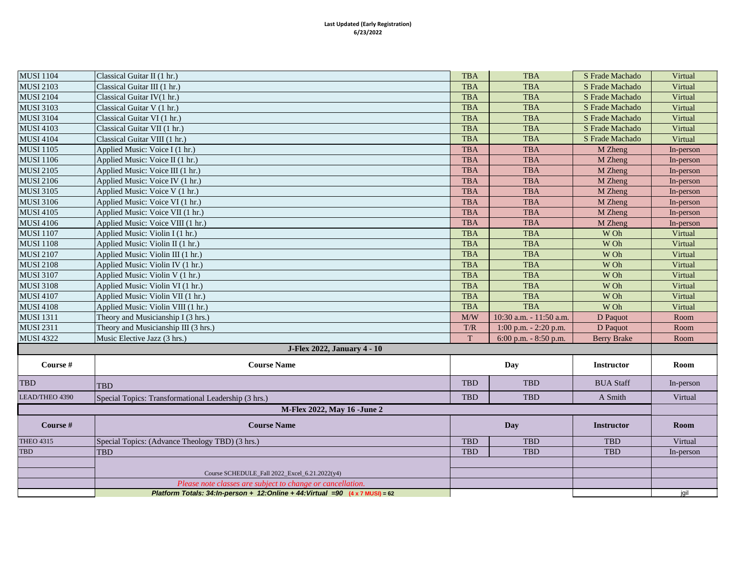Last Updated (Early Registration)
6/23/2022

| | | | | | |
|---|---|---|---|---|---|
| MUSI 1104 | Classical Guitar II (1 hr.) | TBA | TBA | S Frade Machado | Virtual |
| MUSI 2103 | Classical Guitar III (1 hr.) | TBA | TBA | S Frade Machado | Virtual |
| MUSI 2104 | Classical Guitar IV(1 hr.) | TBA | TBA | S Frade Machado | Virtual |
| MUSI 3103 | Classical Guitar V (1 hr.) | TBA | TBA | S Frade Machado | Virtual |
| MUSI 3104 | Classical Guitar VI (1 hr.) | TBA | TBA | S Frade Machado | Virtual |
| MUSI 4103 | Classical Guitar VII (1 hr.) | TBA | TBA | S Frade Machado | Virtual |
| MUSI 4104 | Classical Guitar VIII (1 hr.) | TBA | TBA | S Frade Machado | Virtual |
| MUSI 1105 | Applied Music: Voice I (1 hr.) | TBA | TBA | M Zheng | In-person |
| MUSI 1106 | Applied Music: Voice II (1 hr.) | TBA | TBA | M Zheng | In-person |
| MUSI 2105 | Applied Music: Voice III (1 hr.) | TBA | TBA | M Zheng | In-person |
| MUSI 2106 | Applied Music: Voice IV (1 hr.) | TBA | TBA | M Zheng | In-person |
| MUSI 3105 | Applied Music: Voice V (1 hr.) | TBA | TBA | M Zheng | In-person |
| MUSI 3106 | Applied Music: Voice VI (1 hr.) | TBA | TBA | M Zheng | In-person |
| MUSI 4105 | Applied Music: Voice VII (1 hr.) | TBA | TBA | M Zheng | In-person |
| MUSI 4106 | Applied Music: Voice VIII (1 hr.) | TBA | TBA | M Zheng | In-person |
| MUSI 1107 | Applied Music: Violin I (1 hr.) | TBA | TBA | W Oh | Virtual |
| MUSI 1108 | Applied Music: Violin II (1 hr.) | TBA | TBA | W Oh | Virtual |
| MUSI 2107 | Applied Music: Violin III (1 hr.) | TBA | TBA | W Oh | Virtual |
| MUSI 2108 | Applied Music: Violin IV (1 hr.) | TBA | TBA | W Oh | Virtual |
| MUSI 3107 | Applied Music: Violin V (1 hr.) | TBA | TBA | W Oh | Virtual |
| MUSI 3108 | Applied Music: Violin VI (1 hr.) | TBA | TBA | W Oh | Virtual |
| MUSI 4107 | Applied Music: Violin VII (1 hr.) | TBA | TBA | W Oh | Virtual |
| MUSI 4108 | Applied Music: Violin VIII (1 hr.) | TBA | TBA | W Oh | Virtual |
| MUSI 1311 | Theory and Musicianship I (3 hrs.) | M/W | 10:30 a.m. - 11:50 a.m. | D Paquot | Room |
| MUSI 2311 | Theory and Musicianship III (3 hrs.) | T/R | 1:00 p.m. - 2:20 p.m. | D Paquot | Room |
| MUSI 4322 | Music Elective Jazz (3 hrs.) | T | 6:00 p.m. - 8:50 p.m. | Berry Brake | Room |

**J-Flex 2022, January 4 - 10**

| Course # | Course Name | Day | | Instructor | Room |
|---|---|---|---|---|---|
| TBD | TBD | TBD | TBD | BUA Staff | In-person |
| LEAD/THEO 4390 | Special Topics: Transformational Leadership (3 hrs.) | TBD | TBD | A Smith | Virtual |

**M-Flex 2022, May 16 -June 2**

| Course # | Course Name | Day | | Instructor | Room |
|---|---|---|---|---|---|
| THEO 4315 | Special Topics: (Advance Theology TBD) (3 hrs.) | TBD | TBD | TBD | Virtual |
| TBD | TBD | TBD | TBD | TBD | In-person |

Course SCHEDULE_Fall 2022_Excel_6.21.2022(y4)

*Please note classes are subject to change or cancellation.*

***Platform Totals: 34:In-person + 12:Online + 44:Virtual =90 (4 x 7 MUSI) = 62***

jgil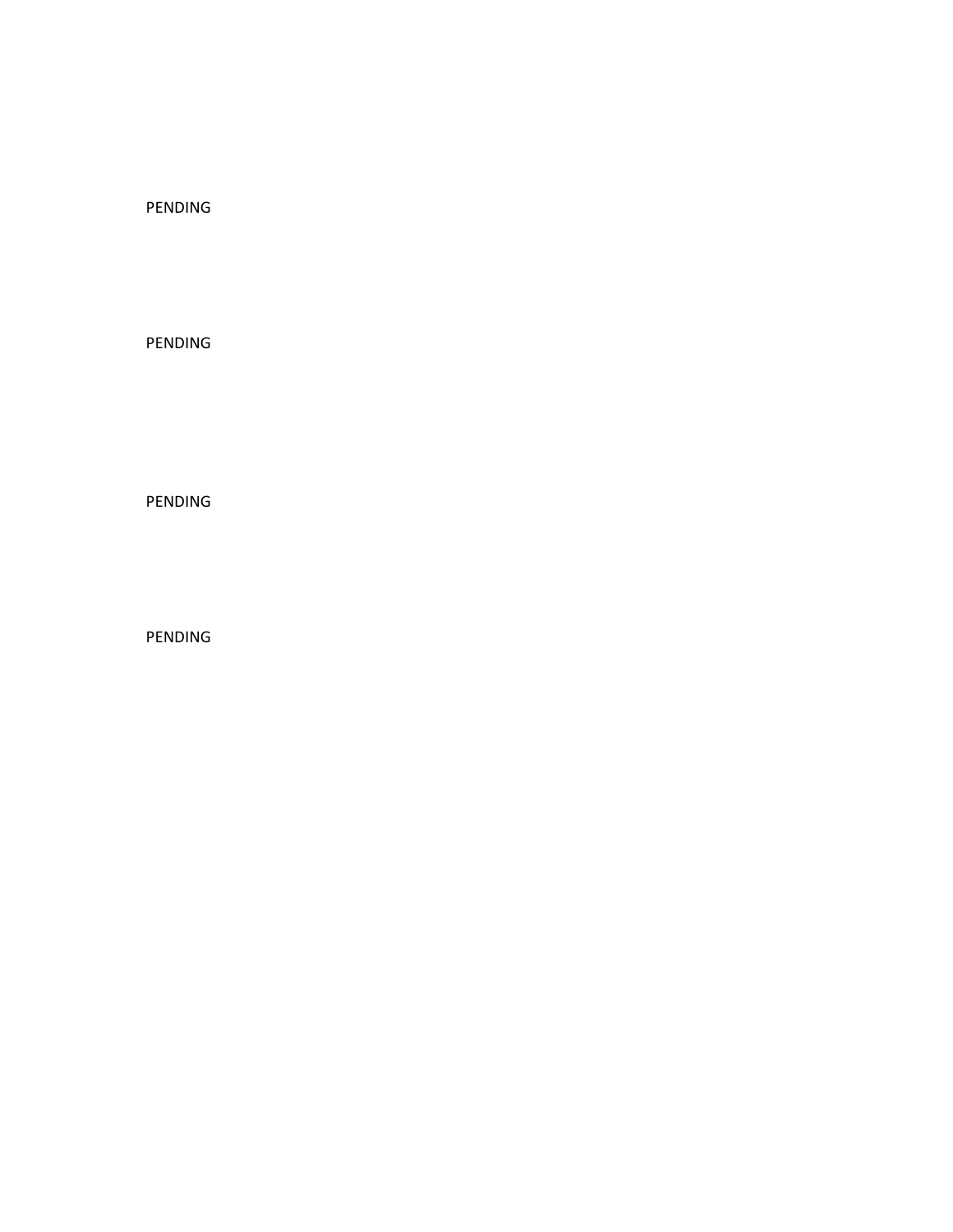PENDING

PENDING

PENDING

PENDING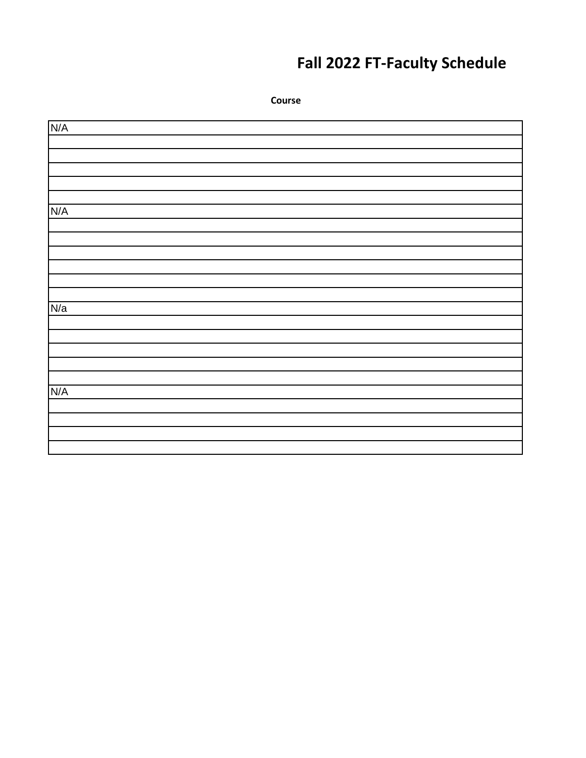# Fall 2022 FT-Faculty Schedule

| Course |
|---|
| N/A |
| |
| |
| |
| |
| |
| N/A |
| |
| |
| |
| |
| |
| |
| N/a |
| |
| |
| |
| |
| |
| N/A |
| |
| |
| |
| |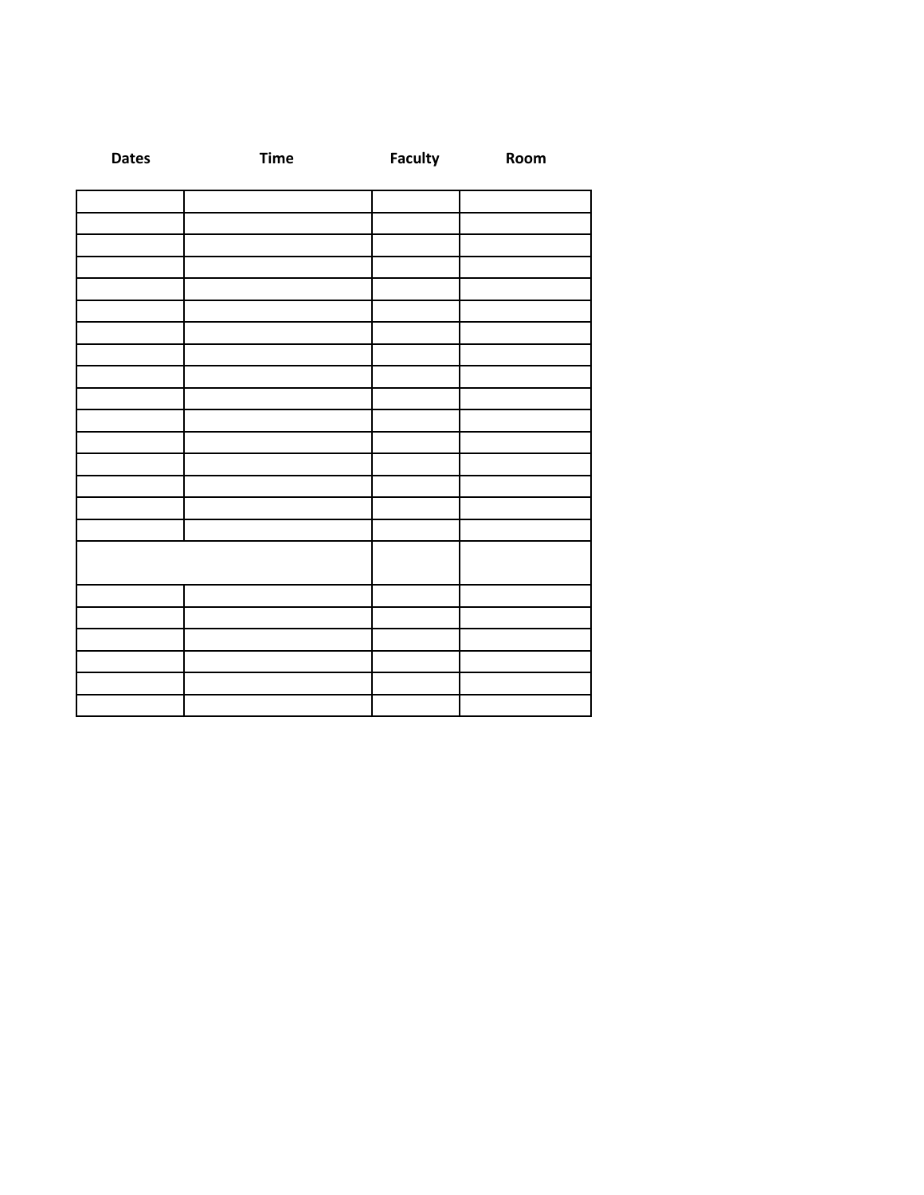| Dates | Time | Faculty | Room |
|---|---|---|---|
| | | | |
| | | | |
| | | | |
| | | | |
| | | | |
| | | | |
| | | | |
| | | | |
| | | | |
| | | | |
| | | | |
| | | | |
| | | | |
| | | | |
| | | | |
| | | | |
| | | | |
| | | | |
| | | | |
| | | | |
| | | | |
| | | | |
| | | | |
| | | | |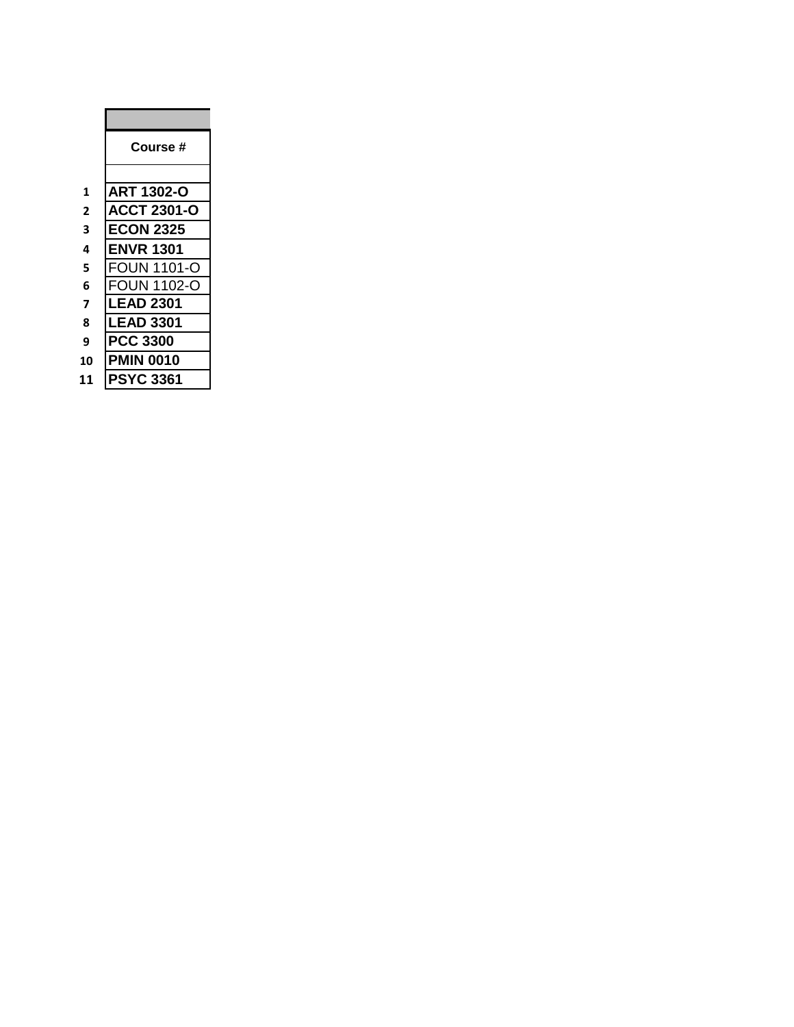| | Course # |
|---|---|
| | |
| 1 | **ART 1302-O** |
| 2 | **ACCT 2301-O** |
| 3 | **ECON 2325** |
| 4 | **ENVR 1301** |
| 5 | FOUN 1101-O |
| 6 | FOUN 1102-O |
| 7 | **LEAD 2301** |
| 8 | **LEAD 3301** |
| 9 | **PCC 3300** |
| 10 | **PMIN 0010** |
| 11 | **PSYC 3361** |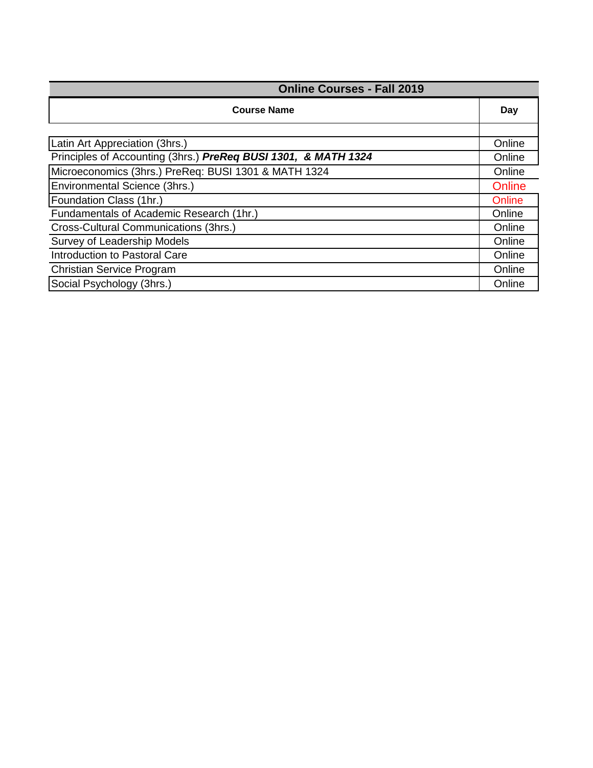| Online Courses - Fall 2019 | |
|---|---|
| **Course Name** | **Day** |
| | |
| Latin Art Appreciation (3hrs.) | Online |
| Principles of Accounting (3hrs.) ***PreReq BUSI 1301, & MATH 1324*** | Online |
| Microeconomics (3hrs.) PreReq: BUSI 1301 & MATH 1324 | Online |
| Environmental Science (3hrs.) | Online |
| Foundation Class (1hr.) | Online |
| Fundamentals of Academic Research (1hr.) | Online |
| Cross-Cultural Communications (3hrs.) | Online |
| Survey of Leadership Models | Online |
| Introduction to Pastoral Care | Online |
| Christian Service Program | Online |
| Social Psychology (3hrs.) | Online |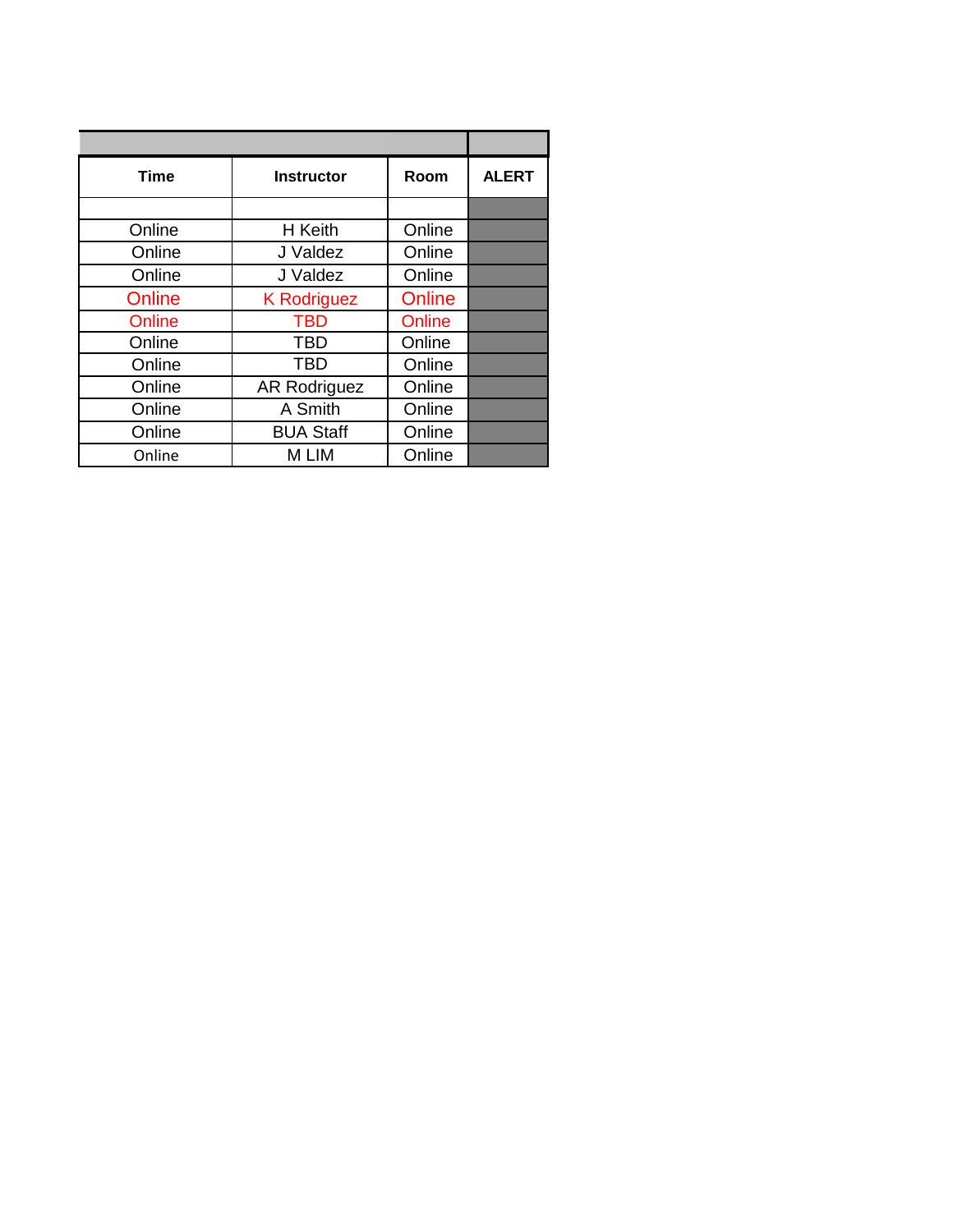| Time | Instructor | Room | ALERT |
|---|---|---|---|
| | | | |
| Online | H Keith | Online | |
| Online | J Valdez | Online | |
| Online | J Valdez | Online | |
| Online | K Rodriguez | Online | |
| Online | TBD | Online | |
| Online | TBD | Online | |
| Online | TBD | Online | |
| Online | AR Rodriguez | Online | |
| Online | A Smith | Online | |
| Online | BUA Staff | Online | |
| Online | M LIM | Online | |